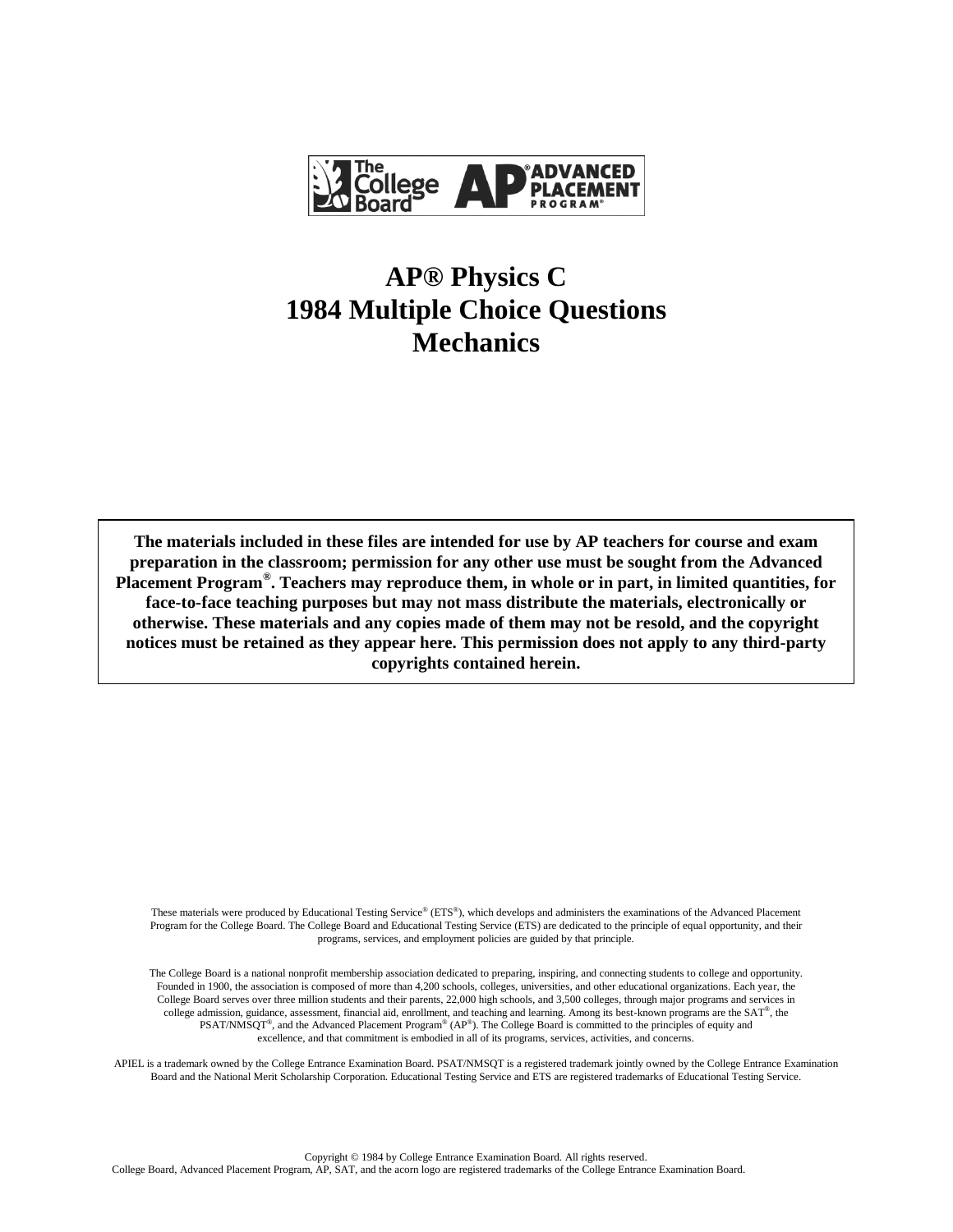# AP® Physics C
# 1984 Multiple Choice Questions
# Mechanics

**The materials included in these files are intended for use by AP teachers for course and exam preparation in the classroom; permission for any other use must be sought from the Advanced Placement Program®. Teachers may reproduce them, in whole or in part, in limited quantities, for face-to-face teaching purposes but may not mass distribute the materials, electronically or otherwise. These materials and any copies made of them may not be resold, and the copyright notices must be retained as they appear here. This permission does not apply to any third-party copyrights contained herein.**

These materials were produced by Educational Testing Service® (ETS®), which develops and administers the examinations of the Advanced Placement Program for the College Board. The College Board and Educational Testing Service (ETS) are dedicated to the principle of equal opportunity, and their programs, services, and employment policies are guided by that principle.

The College Board is a national nonprofit membership association dedicated to preparing, inspiring, and connecting students to college and opportunity. Founded in 1900, the association is composed of more than 4,200 schools, colleges, universities, and other educational organizations. Each year, the College Board serves over three million students and their parents, 22,000 high schools, and 3,500 colleges, through major programs and services in college admission, guidance, assessment, financial aid, enrollment, and teaching and learning. Among its best-known programs are the SAT®, the PSAT/NMSQT®, and the Advanced Placement Program® (AP®). The College Board is committed to the principles of equity and excellence, and that commitment is embodied in all of its programs, services, activities, and concerns.

APIEL is a trademark owned by the College Entrance Examination Board. PSAT/NMSQT is a registered trademark jointly owned by the College Entrance Examination Board and the National Merit Scholarship Corporation. Educational Testing Service and ETS are registered trademarks of Educational Testing Service.

Copyright © 1984 by College Entrance Examination Board. All rights reserved.
College Board, Advanced Placement Program, AP, SAT, and the acorn logo are registered trademarks of the College Entrance Examination Board.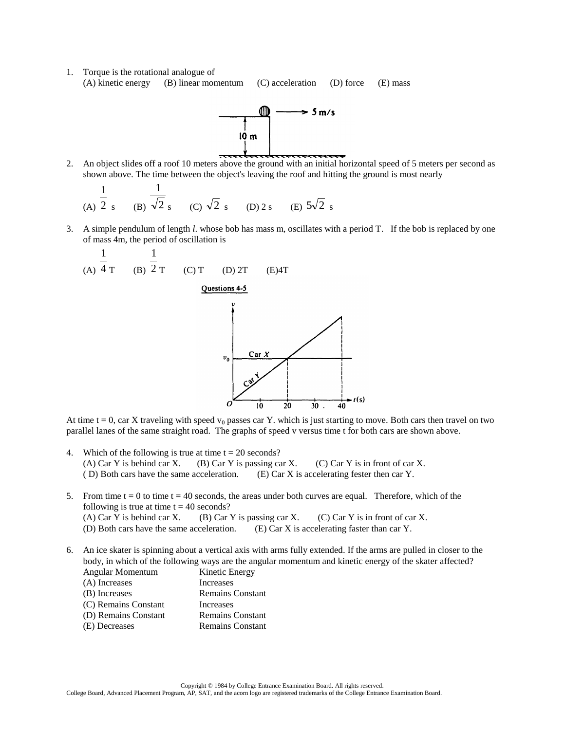1. Torque is the rotational analogue of
   (A) kinetic energy (B) linear momentum (C) acceleration (D) force (E) mass

2. An object slides off a roof 10 meters above the ground with an initial horizontal speed of 5 meters per second as shown above. The time between the object's leaving the roof and hitting the ground is most nearly
   (A) $\frac{1}{2}$ s (B) $\frac{1}{\sqrt{2}}$ s (C) $\sqrt{2}$ s (D) 2 s (E) $5\sqrt{2}$ s

3. A simple pendulum of length *l*. whose bob has mass m, oscillates with a period T. If the bob is replaced by one of mass 4m, the period of oscillation is
   (A) $\frac{1}{4}$ T (B) $\frac{1}{2}$ T (C) T (D) 2T (E)4T

**Questions 4-5**

At time t = 0, car X traveling with speed $v_0$ passes car Y. which is just starting to move. Both cars then travel on two parallel lanes of the same straight road. The graphs of speed v versus time t for both cars are shown above.

4. Which of the following is true at time t = 20 seconds?
   (A) Car Y is behind car X. (B) Car Y is passing car X. (C) Car Y is in front of car X.
   ( D) Both cars have the same acceleration. (E) Car X is accelerating fester then car Y.

5. From time t = 0 to time t = 40 seconds, the areas under both curves are equal. Therefore, which of the following is true at time t = 40 seconds?
   (A) Car Y is behind car X. (B) Car Y is passing car X. (C) Car Y is in front of car X.
   (D) Both cars have the same acceleration. (E) Car X is accelerating faster than car Y.

6. An ice skater is spinning about a vertical axis with arms fully extended. If the arms are pulled in closer to the body, in which of the following ways are the angular momentum and kinetic energy of the skater affected?

| Angular Momentum | Kinetic Energy |
|---|---|
| (A) Increases | Increases |
| (B) Increases | Remains Constant |
| (C) Remains Constant | Increases |
| (D) Remains Constant | Remains Constant |
| (E) Decreases | Remains Constant |

Copyright © 1984 by College Entrance Examination Board. All rights reserved.
College Board, Advanced Placement Program, AP, SAT, and the acorn logo are registered trademarks of the College Entrance Examination Board.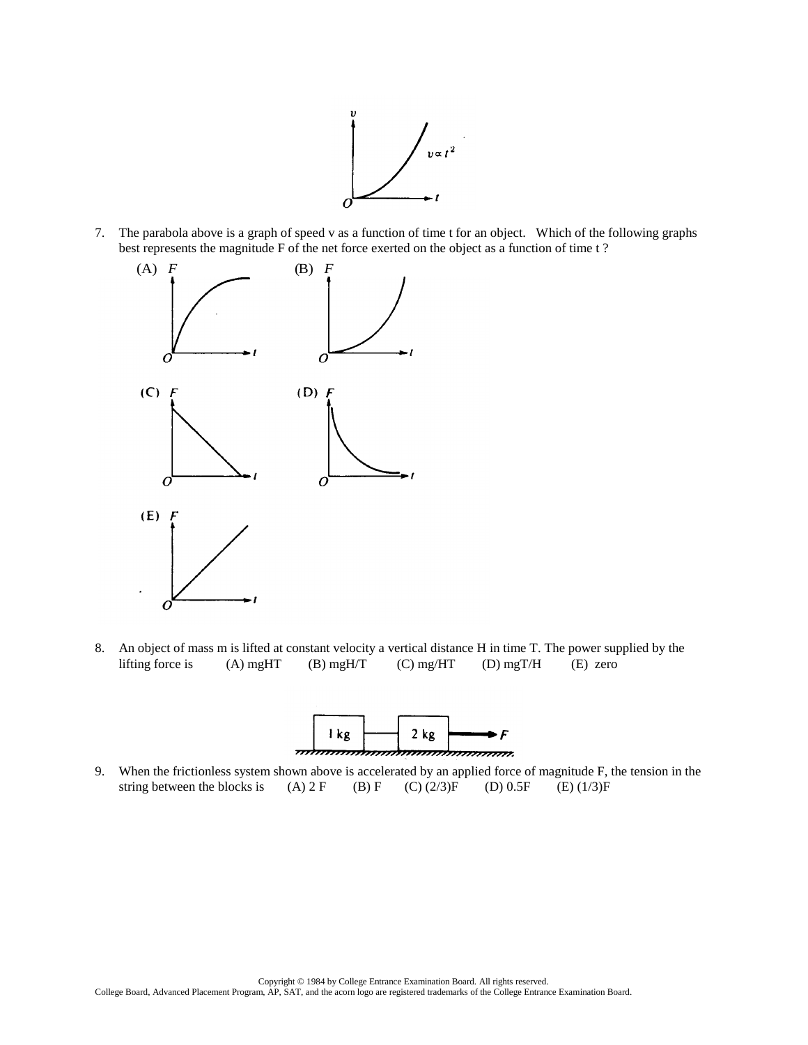7. The parabola above is a graph of speed v as a function of time t for an object. Which of the following graphs best represents the magnitude F of the net force exerted on the object as a function of time t ?

8. An object of mass m is lifted at constant velocity a vertical distance H in time T. The power supplied by the lifting force is (A) mgHT (B) mgH/T (C) mg/HT (D) mgT/H (E) zero

9. When the frictionless system shown above is accelerated by an applied force of magnitude F, the tension in the string between the blocks is (A) 2 F (B) F (C) (2/3)F (D) 0.5F (E) (1/3)F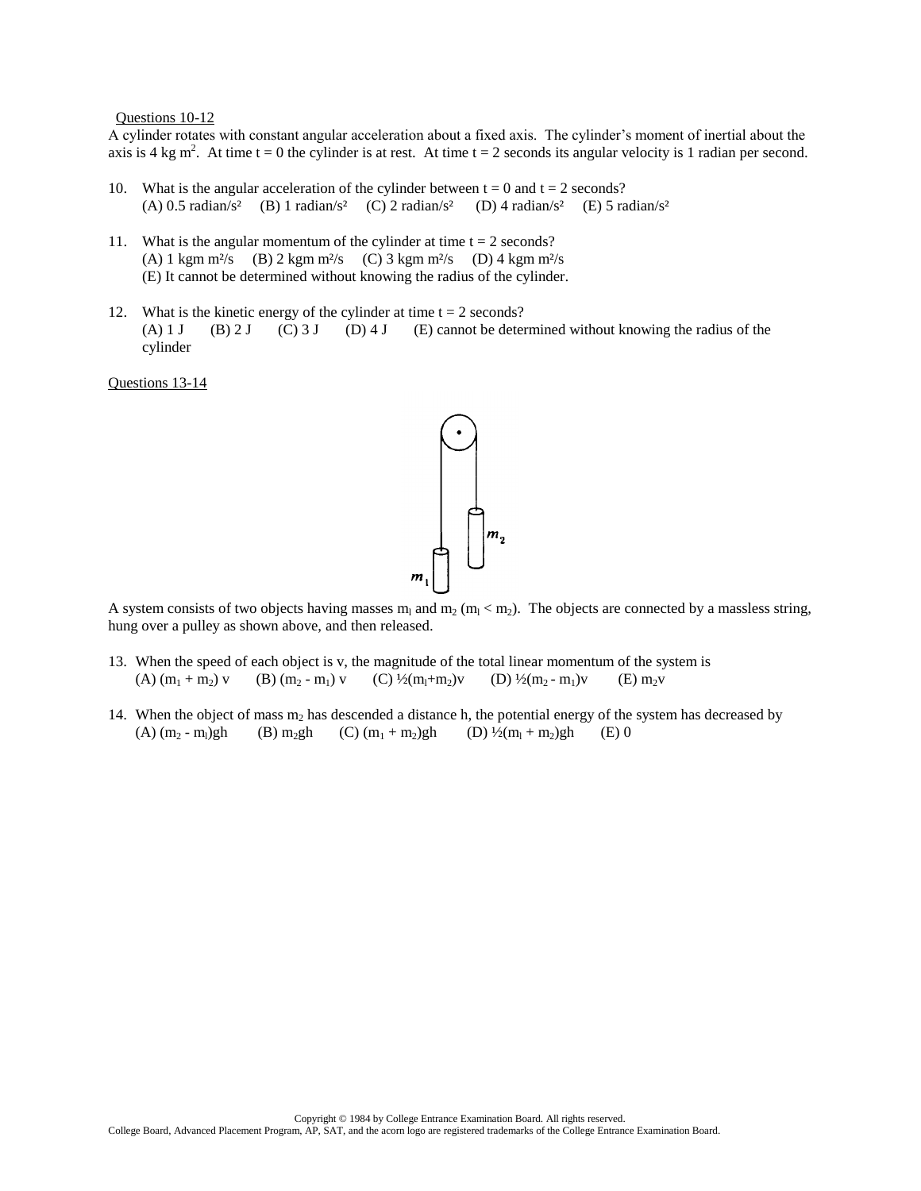Questions 10-12

A cylinder rotates with constant angular acceleration about a fixed axis. The cylinder's moment of inertial about the axis is 4 kg $m^2$. At time t = 0 the cylinder is at rest. At time t = 2 seconds its angular velocity is 1 radian per second.

10. What is the angular acceleration of the cylinder between t = 0 and t = 2 seconds?
    (A) 0.5 radian/$s^2$ (B) 1 radian/$s^2$ (C) 2 radian/$s^2$ (D) 4 radian/$s^2$ (E) 5 radian/$s^2$

11. What is the angular momentum of the cylinder at time t = 2 seconds?
    (A) 1 kgm $m^2$/s (B) 2 kgm $m^2$/s (C) 3 kgm $m^2$/s (D) 4 kgm $m^2$/s
    (E) It cannot be determined without knowing the radius of the cylinder.

12. What is the kinetic energy of the cylinder at time t = 2 seconds?
    (A) 1 J (B) 2 J (C) 3 J (D) 4 J (E) cannot be determined without knowing the radius of the cylinder

Questions 13-14

A system consists of two objects having masses $m_l$ and $m_2$ ($m_l < m_2$). The objects are connected by a massless string, hung over a pulley as shown above, and then released.

13. When the speed of each object is v, the magnitude of the total linear momentum of the system is
    (A) $(m_1 + m_2)$ v (B) $(m_2 - m_1)$ v (C) $½(m_l+m_2)v$ (D) $½(m_2 - m_1)v$ (E) $m_2v$

14. When the object of mass $m_2$ has descended a distance h, the potential energy of the system has decreased by
    (A) $(m_2 - m_l)gh$ (B) $m_2gh$ (C) $(m_1 + m_2)gh$ (D) $½(m_l + m_2)gh$ (E) 0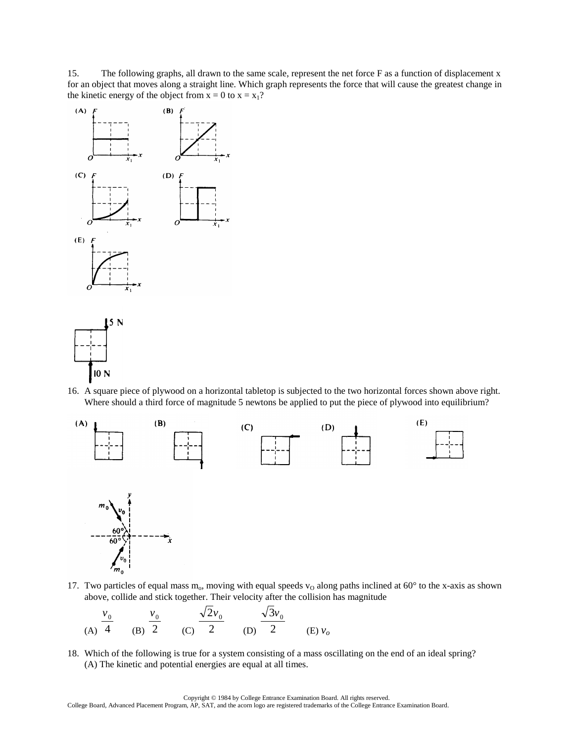15. The following graphs, all drawn to the same scale, represent the net force F as a function of displacement x for an object that moves along a straight line. Which graph represents the force that will cause the greatest change in the kinetic energy of the object from x = 0 to $x = x_1$?

16. A square piece of plywood on a horizontal tabletop is subjected to the two horizontal forces shown above right. Where should a third force of magnitude 5 newtons be applied to put the piece of plywood into equilibrium?

17. Two particles of equal mass $m_o$, moving with equal speeds $v_O$ along paths inclined at 60° to the x-axis as shown above, collide and stick together. Their velocity after the collision has magnitude

(A) $\frac{v_0}{4}$ (B) $\frac{v_0}{2}$ (C) $\frac{\sqrt{2}v_0}{2}$ (D) $\frac{\sqrt{3}v_0}{2}$ (E) $v_o$

18. Which of the following is true for a system consisting of a mass oscillating on the end of an ideal spring?
(A) The kinetic and potential energies are equal at all times.

Copyright © 1984 by College Entrance Examination Board. All rights reserved.
College Board, Advanced Placement Program, AP, SAT, and the acorn logo are registered trademarks of the College Entrance Examination Board.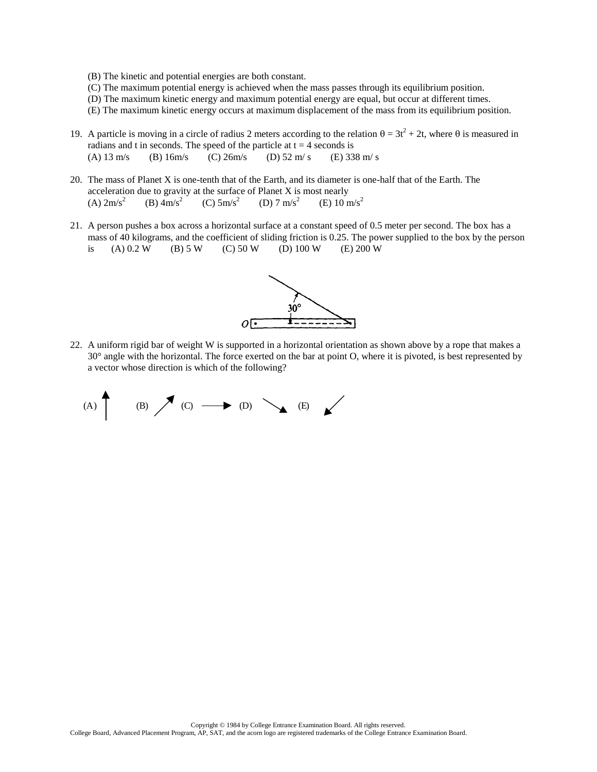(B) The kinetic and potential energies are both constant.
(C) The maximum potential energy is achieved when the mass passes through its equilibrium position.
(D) The maximum kinetic energy and maximum potential energy are equal, but occur at different times.
(E) The maximum kinetic energy occurs at maximum displacement of the mass from its equilibrium position.

19. A particle is moving in a circle of radius 2 meters according to the relation $\theta = 3t^2 + 2t$, where $\theta$ is measured in radians and t in seconds. The speed of the particle at t = 4 seconds is
(A) 13 m/s (B) 16m/s (C) 26m/s (D) 52 m/ s (E) 338 m/ s

20. The mass of Planet X is one-tenth that of the Earth, and its diameter is one-half that of the Earth. The acceleration due to gravity at the surface of Planet X is most nearly
(A) $2 m/s^2$ (B) $4 m/s^2$ (C) $5 m/s^2$ (D) $7 m/s^2$ (E) $10 m/s^2$

21. A person pushes a box across a horizontal surface at a constant speed of 0.5 meter per second. The box has a mass of 40 kilograms, and the coefficient of sliding friction is 0.25. The power supplied to the box by the person is (A) 0.2 W (B) 5 W (C) 50 W (D) 100 W (E) 200 W

22. A uniform rigid bar of weight W is supported in a horizontal orientation as shown above by a rope that makes a 30° angle with the horizontal. The force exerted on the bar at point O, where it is pivoted, is best represented by a vector whose direction is which of the following?

(A) ↑ (B) ↗ (C) → (D) ↘ (E) ↙

Copyright © 1984 by College Entrance Examination Board. All rights reserved.
College Board, Advanced Placement Program, AP, SAT, and the acorn logo are registered trademarks of the College Entrance Examination Board.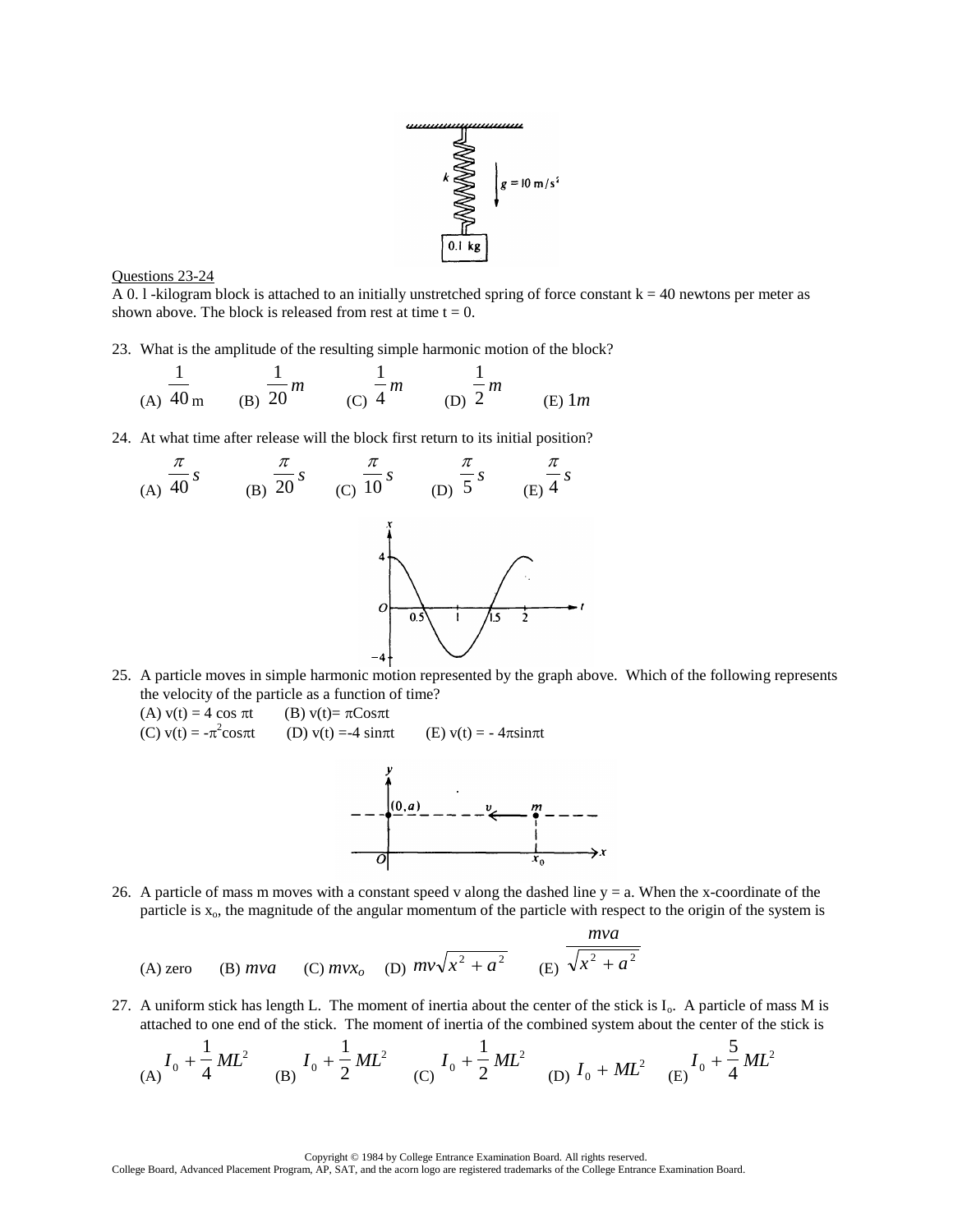Questions 23-24

A 0. l -kilogram block is attached to an initially unstretched spring of force constant k = 40 newtons per meter as shown above. The block is released from rest at time t = 0.

23. What is the amplitude of the resulting simple harmonic motion of the block?

(A) $\frac{1}{40}$ m (B) $\frac{1}{20}m$ (C) $\frac{1}{4}m$ (D) $\frac{1}{2}m$ (E) $1m$

24. At what time after release will the block first return to its initial position?

(A) $\frac{\pi}{40}s$ (B) $\frac{\pi}{20}s$ (C) $\frac{\pi}{10}s$ (D) $\frac{\pi}{5}s$ (E) $\frac{\pi}{4}s$

25. A particle moves in simple harmonic motion represented by the graph above. Which of the following represents the velocity of the particle as a function of time?

(A) $v(t) = 4\cos \pi t$ (B) $v(t)= \pi \cos \pi t$
(C) $v(t) = -\pi^2 \cos \pi t$ (D) $v(t) =-4\sin \pi t$ (E) $v(t) = -4\pi \sin \pi t$

26. A particle of mass m moves with a constant speed v along the dashed line y = a. When the x-coordinate of the particle is $x_o$, the magnitude of the angular momentum of the particle with respect to the origin of the system is

(A) zero (B) $mva$ (C) $mvx_o$ (D) $mv\sqrt{x^2 + a^2}$ (E) $\frac{mva}{\sqrt{x^2 + a^2}}$

27. A uniform stick has length L. The moment of inertia about the center of the stick is $I_o$. A particle of mass M is attached to one end of the stick. The moment of inertia of the combined system about the center of the stick is

(A) $I_0 + \frac{1}{4}ML^2$ (B) $I_0 + \frac{1}{2}ML^2$ (C) $I_0 + \frac{1}{2}ML^2$ (D) $I_0 + ML^2$ (E) $I_0 + \frac{5}{4}ML^2$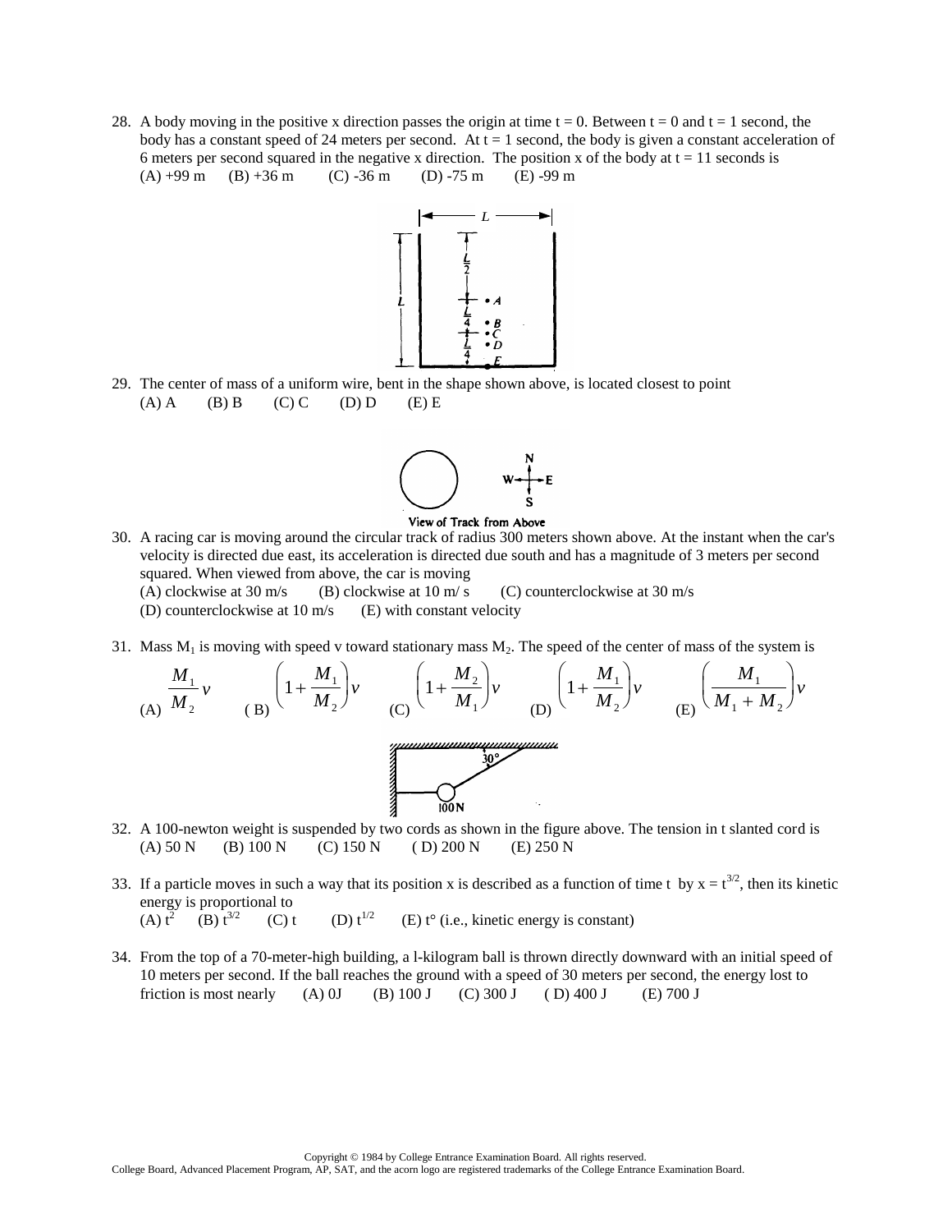28. A body moving in the positive x direction passes the origin at time t = 0. Between t = 0 and t = 1 second, the body has a constant speed of 24 meters per second. At t = 1 second, the body is given a constant acceleration of 6 meters per second squared in the negative x direction. The position x of the body at t = 11 seconds is
(A) +99 m (B) +36 m (C) -36 m (D) -75 m (E) -99 m

29. The center of mass of a uniform wire, bent in the shape shown above, is located closest to point
(A) A (B) B (C) C (D) D (E) E

View of Track from Above

30. A racing car is moving around the circular track of radius 300 meters shown above. At the instant when the car's velocity is directed due east, its acceleration is directed due south and has a magnitude of 3 meters per second squared. When viewed from above, the car is moving
(A) clockwise at 30 m/s (B) clockwise at 10 m/ s (C) counterclockwise at 30 m/s
(D) counterclockwise at 10 m/s (E) with constant velocity

31. Mass $M_1$ is moving with speed v toward stationary mass $M_2$. The speed of the center of mass of the system is
(A) $\frac{M_1}{M_2}v$ ( B) $\left(1+\frac{M_1}{M_2}\right)v$ (C) $\left(1+\frac{M_2}{M_1}\right)v$ (D) $\left(1+\frac{M_1}{M_2}\right)v$ (E) $\left(\frac{M_1}{M_1+M_2}\right)v$

32. A 100-newton weight is suspended by two cords as shown in the figure above. The tension in t slanted cord is
(A) 50 N (B) 100 N (C) 150 N ( D) 200 N (E) 250 N

33. If a particle moves in such a way that its position x is described as a function of time t by $x = t^{3/2}$, then its kinetic energy is proportional to
(A) $t^2$ (B) $t^{3/2}$ (C) t (D) $t^{1/2}$ (E) $t^{\circ}$ (i.e., kinetic energy is constant)

34. From the top of a 70-meter-high building, a l-kilogram ball is thrown directly downward with an initial speed of 10 meters per second. If the ball reaches the ground with a speed of 30 meters per second, the energy lost to friction is most nearly (A) 0J (B) 100 J (C) 300 J ( D) 400 J (E) 700 J

Copyright © 1984 by College Entrance Examination Board. All rights reserved.
College Board, Advanced Placement Program, AP, SAT, and the acorn logo are registered trademarks of the College Entrance Examination Board.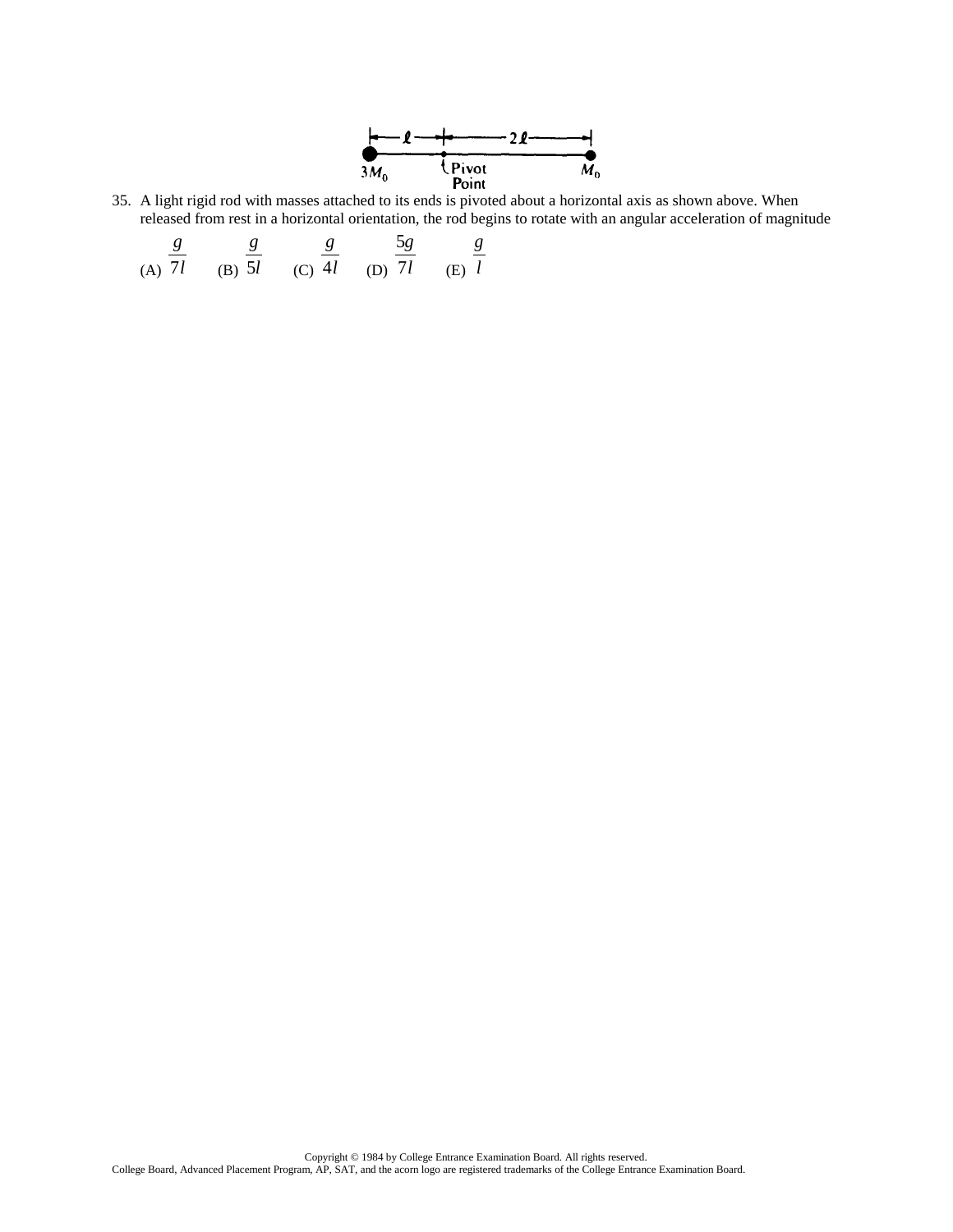$\ell$ — $2\ell$

$3M_0$ — Pivot Point — $M_0$

35. A light rigid rod with masses attached to its ends is pivoted about a horizontal axis as shown above. When released from rest in a horizontal orientation, the rod begins to rotate with an angular acceleration of magnitude

(A) $\frac{g}{7l}$ (B) $\frac{g}{5l}$ (C) $\frac{g}{4l}$ (D) $\frac{5g}{7l}$ (E) $\frac{g}{l}$